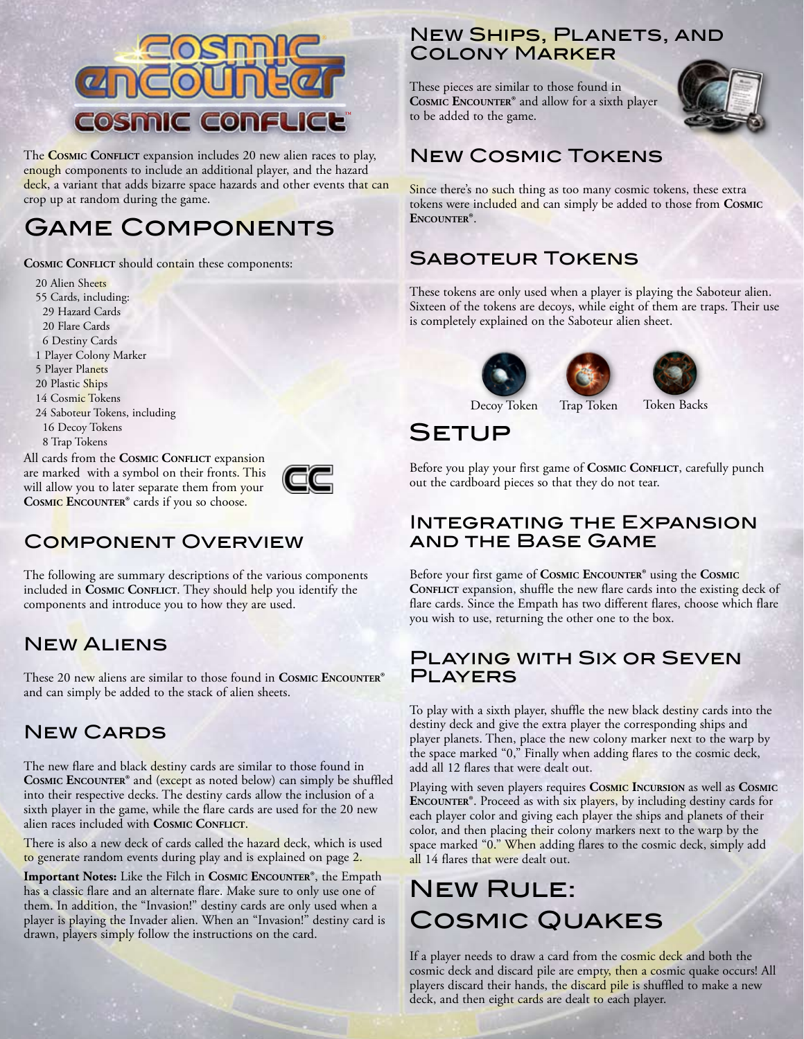# Cosmic Encounter: Cosmic Conflict

The **Cosmic Conflict** expansion includes 20 new alien races to play, enough components to include an additional player, and the hazard deck, a variant that adds bizarre space hazards and other events that can crop up at random during the game.

# Game Components

**Cosmic Conflict** should contain these components:

- 20 Alien Sheets
- 55 Cards, including:
  - 29 Hazard Cards
  - 20 Flare Cards
  - 6 Destiny Cards
- 1 Player Colony Marker
- 5 Player Planets
- 20 Plastic Ships
- 14 Cosmic Tokens
- 24 Saboteur Tokens, including
  - 16 Decoy Tokens
  - 8 Trap Tokens

All cards from the **Cosmic Conflict** expansion are marked with a symbol on their fronts. This will allow you to later separate them from your **Cosmic Encounter®** cards if you so choose.

## Component Overview

The following are summary descriptions of the various components included in **Cosmic Conflict**. They should help you identify the components and introduce you to how they are used.

### New Aliens

These 20 new aliens are similar to those found in **Cosmic Encounter®** and can simply be added to the stack of alien sheets.

### New Cards

The new flare and black destiny cards are similar to those found in **Cosmic Encounter®** and (except as noted below) can simply be shuffled into their respective decks. The destiny cards allow the inclusion of a sixth player in the game, while the flare cards are used for the 20 new alien races included with **Cosmic Conflict**.

There is also a new deck of cards called the hazard deck, which is used to generate random events during play and is explained on page 2.

**Important Notes:** Like the Filch in **Cosmic Encounter®**, the Empath has a classic flare and an alternate flare. Make sure to only use one of them. In addition, the "Invasion!" destiny cards are only used when a player is playing the Invader alien. When an "Invasion!" destiny card is drawn, players simply follow the instructions on the card.

### New Ships, Planets, and Colony Marker

These pieces are similar to those found in **Cosmic Encounter®** and allow for a sixth player to be added to the game.

### New Cosmic Tokens

Since there's no such thing as too many cosmic tokens, these extra tokens were included and can simply be added to those from **Cosmic Encounter®**.

### Saboteur Tokens

These tokens are only used when a player is playing the Saboteur alien. Sixteen of the tokens are decoys, while eight of them are traps. Their use is completely explained on the Saboteur alien sheet.

Decoy Token    Trap Token    Token Backs

# Setup

Before you play your first game of **Cosmic Conflict**, carefully punch out the cardboard pieces so that they do not tear.

## Integrating the Expansion and the Base Game

Before your first game of **Cosmic Encounter®** using the **Cosmic Conflict** expansion, shuffle the new flare cards into the existing deck of flare cards. Since the Empath has two different flares, choose which flare you wish to use, returning the other one to the box.

## Playing with Six or Seven Players

To play with a sixth player, shuffle the new black destiny cards into the destiny deck and give the extra player the corresponding ships and player planets. Then, place the new colony marker next to the warp by the space marked "0," Finally when adding flares to the cosmic deck, add all 12 flares that were dealt out.

Playing with seven players requires **Cosmic Incursion** as well as **Cosmic Encounter®**. Proceed as with six players, by including destiny cards for each player color and giving each player the ships and planets of their color, and then placing their colony markers next to the warp by the space marked "0." When adding flares to the cosmic deck, simply add all 14 flares that were dealt out.

# New Rule: Cosmic Quakes

If a player needs to draw a card from the cosmic deck and both the cosmic deck and discard pile are empty, then a cosmic quake occurs! All players discard their hands, the discard pile is shuffled to make a new deck, and then eight cards are dealt to each player.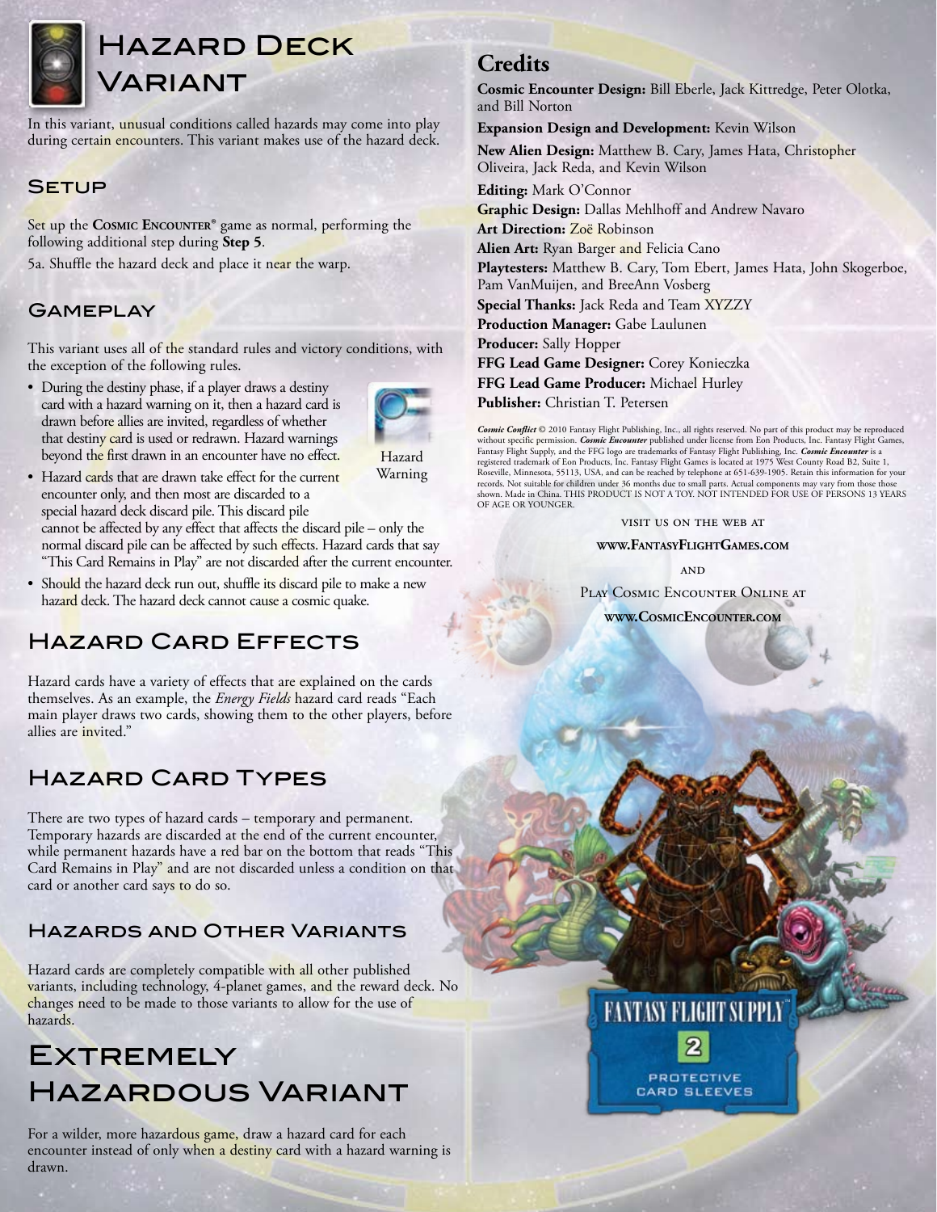# Hazard Deck Variant

In this variant, unusual conditions called hazards may come into play during certain encounters. This variant makes use of the hazard deck.

## Setup

Set up the **Cosmic Encounter®** game as normal, performing the following additional step during **Step 5**.

5a. Shuffle the hazard deck and place it near the warp.

## Gameplay

This variant uses all of the standard rules and victory conditions, with the exception of the following rules.

- During the destiny phase, if a player draws a destiny card with a hazard warning on it, then a hazard card is drawn before allies are invited, regardless of whether that destiny card is used or redrawn. Hazard warnings beyond the first drawn in an encounter have no effect.
- Hazard cards that are drawn take effect for the current encounter only, and then most are discarded to a special hazard deck discard pile. This discard pile cannot be affected by any effect that affects the discard pile – only the normal discard pile can be affected by such effects. Hazard cards that say "This Card Remains in Play" are not discarded after the current encounter.
- Should the hazard deck run out, shuffle its discard pile to make a new hazard deck. The hazard deck cannot cause a cosmic quake.

Hazard Warning

# Hazard Card Effects

Hazard cards have a variety of effects that are explained on the cards themselves. As an example, the *Energy Fields* hazard card reads "Each main player draws two cards, showing them to the other players, before allies are invited."

# Hazard Card Types

There are two types of hazard cards – temporary and permanent. Temporary hazards are discarded at the end of the current encounter, while permanent hazards have a red bar on the bottom that reads "This Card Remains in Play" and are not discarded unless a condition on that card or another card says to do so.

## Hazards and Other Variants

Hazard cards are completely compatible with all other published variants, including technology, 4-planet games, and the reward deck. No changes need to be made to those variants to allow for the use of hazards.

# Extremely Hazardous Variant

For a wilder, more hazardous game, draw a hazard card for each encounter instead of only when a destiny card with a hazard warning is drawn.

# Credits

**Cosmic Encounter Design:** Bill Eberle, Jack Kittredge, Peter Olotka, and Bill Norton

**Expansion Design and Development:** Kevin Wilson

**New Alien Design:** Matthew B. Cary, James Hata, Christopher Oliveira, Jack Reda, and Kevin Wilson

**Editing:** Mark O'Connor

**Graphic Design:** Dallas Mehlhoff and Andrew Navaro

**Art Direction:** Zoë Robinson

**Alien Art:** Ryan Barger and Felicia Cano

**Playtesters:** Matthew B. Cary, Tom Ebert, James Hata, John Skogerboe, Pam VanMuijen, and BreeAnn Vosberg

**Special Thanks:** Jack Reda and Team XYZZY

**Production Manager:** Gabe Laulunen

**Producer:** Sally Hopper

**FFG Lead Game Designer:** Corey Konieczka

**FFG Lead Game Producer:** Michael Hurley

**Publisher:** Christian T. Petersen

***Cosmic Conflict*** © 2010 Fantasy Flight Publishing, Inc., all rights reserved. No part of this product may be reproduced without specific permission. ***Cosmic Encounter*** published under license from Eon Products, Inc. Fantasy Flight Games, Fantasy Flight Supply, and the FFG logo are trademarks of Fantasy Flight Publishing, Inc. ***Cosmic Encounter*** is a registered trademark of Eon Products, Inc. Fantasy Flight Games is located at 1975 West County Road B2, Suite 1, Roseville, Minnesota, 55113, USA, and can be reached by telephone at 651-639-1905. Retain this information for your records. Not suitable for children under 36 months due to small parts. Actual components may vary from those shown. Made in China. THIS PRODUCT IS NOT A TOY. NOT INTENDED FOR USE OF PERSONS 13 YEARS OF AGE OR YOUNGER.

VISIT US ON THE WEB AT

**WWW.FANTASYFLIGHTGAMES.COM**

AND

PLAY COSMIC ENCOUNTER ONLINE AT

**WWW.COSMICENCOUNTER.COM**

FANTASY FLIGHT SUPPLY™

2

PROTECTIVE CARD SLEEVES